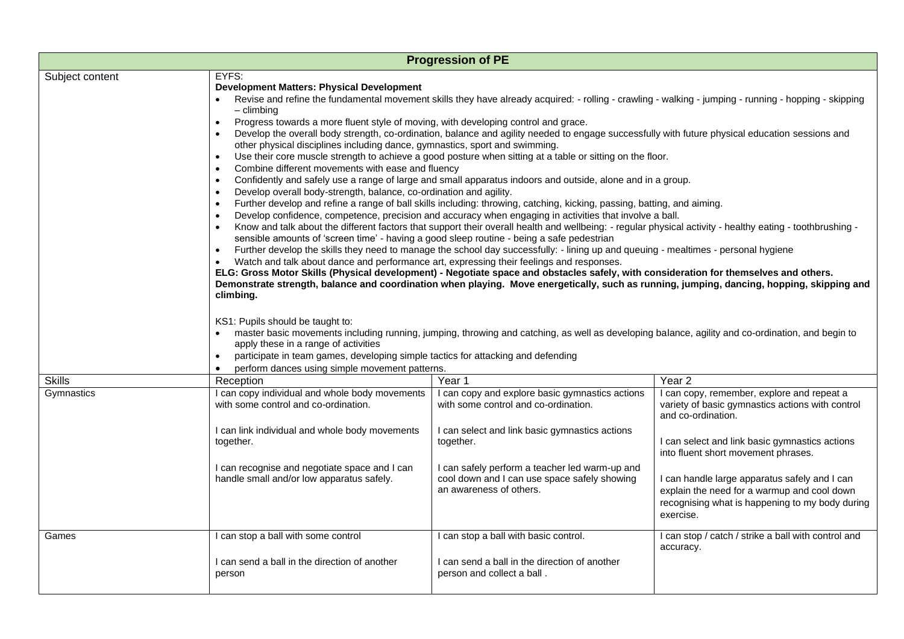| Progression of PE | | | |
|---|---|---|---|
| Subject content | EYFS:<br>**Development Matters: Physical Development**<br>• Revise and refine the fundamental movement skills they have already acquired: - rolling - crawling - walking - jumping - running - hopping - skipping – climbing<br>• Progress towards a more fluent style of moving, with developing control and grace.<br>• Develop the overall body strength, co-ordination, balance and agility needed to engage successfully with future physical education sessions and other physical disciplines including dance, gymnastics, sport and swimming.<br>• Use their core muscle strength to achieve a good posture when sitting at a table or sitting on the floor.<br>• Combine different movements with ease and fluency<br>• Confidently and safely use a range of large and small apparatus indoors and outside, alone and in a group.<br>• Develop overall body-strength, balance, co-ordination and agility.<br>• Further develop and refine a range of ball skills including: throwing, catching, kicking, passing, batting, and aiming.<br>• Develop confidence, competence, precision and accuracy when engaging in activities that involve a ball.<br>• Know and talk about the different factors that support their overall health and wellbeing: - regular physical activity - healthy eating - toothbrushing - sensible amounts of 'screen time' - having a good sleep routine - being a safe pedestrian<br>• Further develop the skills they need to manage the school day successfully: - lining up and queuing - mealtimes - personal hygiene<br>• Watch and talk about dance and performance art, expressing their feelings and responses.<br>**ELG: Gross Motor Skills (Physical development) - Negotiate space and obstacles safely, with consideration for themselves and others. Demonstrate strength, balance and coordination when playing. Move energetically, such as running, jumping, dancing, hopping, skipping and climbing.**<br><br>KS1: Pupils should be taught to:<br>• master basic movements including running, jumping, throwing and catching, as well as developing balance, agility and co-ordination, and begin to apply these in a range of activities<br>• participate in team games, developing simple tactics for attacking and defending<br>• perform dances using simple movement patterns. | | |
| Skills | Reception | Year 1 | Year 2 |
| Gymnastics | I can copy individual and whole body movements with some control and co-ordination.<br><br>I can link individual and whole body movements together.<br><br>I can recognise and negotiate space and I can handle small and/or low apparatus safely. | I can copy and explore basic gymnastics actions with some control and co-ordination.<br><br>I can select and link basic gymnastics actions together.<br><br>I can safely perform a teacher led warm-up and cool down and I can use space safely showing an awareness of others. | I can copy, remember, explore and repeat a variety of basic gymnastics actions with control and co-ordination.<br><br>I can select and link basic gymnastics actions into fluent short movement phrases.<br><br>I can handle large apparatus safely and I can explain the need for a warmup and cool down recognising what is happening to my body during exercise. |
| Games | I can stop a ball with some control<br><br>I can send a ball in the direction of another person | I can stop a ball with basic control.<br><br>I can send a ball in the direction of another person and collect a ball . | I can stop / catch / strike a ball with control and accuracy. |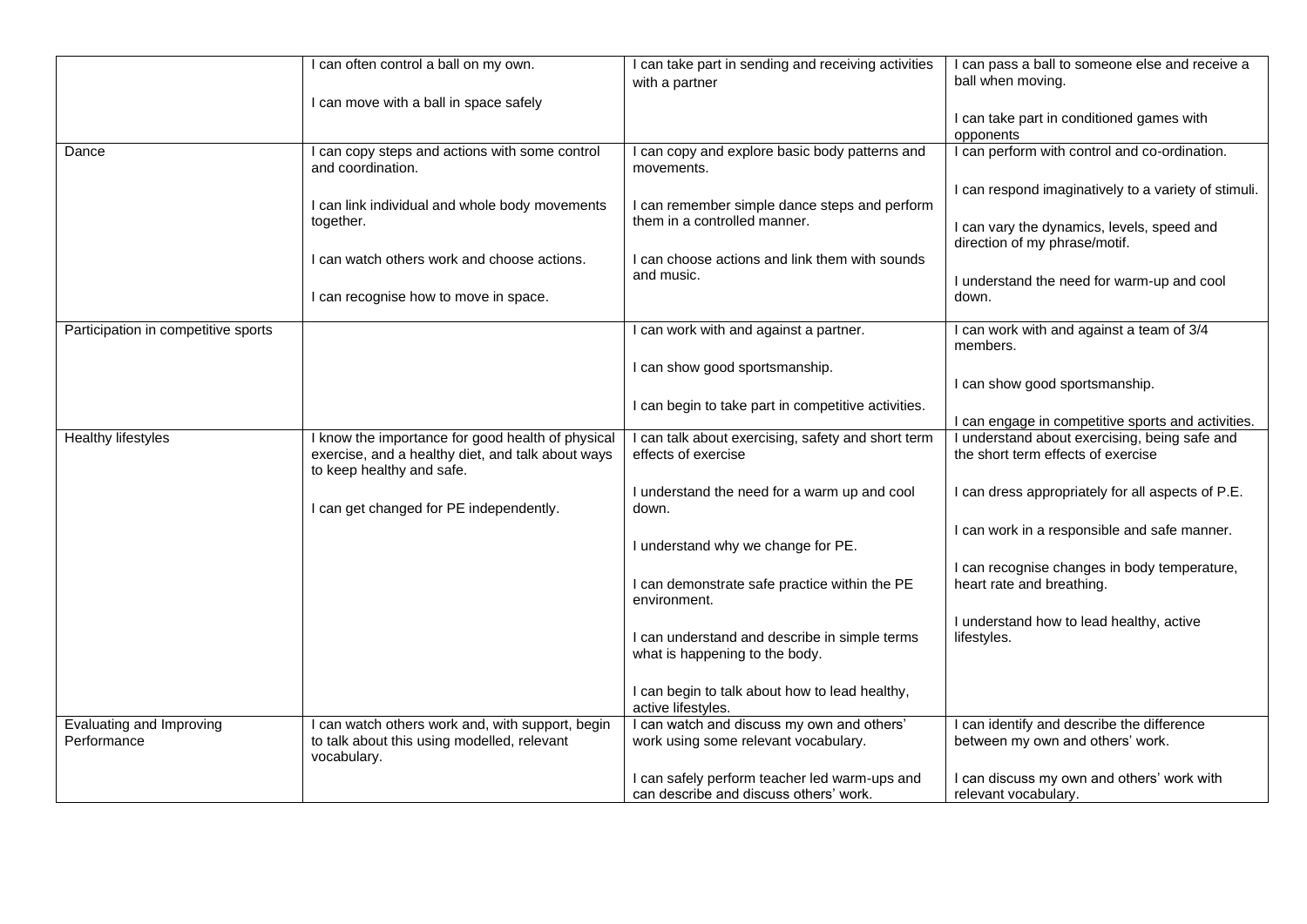| | | | |
|---|---|---|---|
| | I can often control a ball on my own.<br><br>I can move with a ball in space safely | I can take part in sending and receiving activities with a partner | I can pass a ball to someone else and receive a ball when moving.<br><br>I can take part in conditioned games with opponents |
| Dance | I can copy steps and actions with some control and coordination.<br><br>I can link individual and whole body movements together.<br><br>I can watch others work and choose actions.<br><br>I can recognise how to move in space. | I can copy and explore basic body patterns and movements.<br><br>I can remember simple dance steps and perform them in a controlled manner.<br><br>I can choose actions and link them with sounds and music. | I can perform with control and co-ordination.<br><br>I can respond imaginatively to a variety of stimuli.<br><br>I can vary the dynamics, levels, speed and direction of my phrase/motif.<br><br>I understand the need for warm-up and cool down. |
| Participation in competitive sports | | I can work with and against a partner.<br><br>I can show good sportsmanship.<br><br>I can begin to take part in competitive activities. | I can work with and against a team of 3/4 members.<br><br>I can show good sportsmanship.<br><br>I can engage in competitive sports and activities. |
| Healthy lifestyles | I know the importance for good health of physical exercise, and a healthy diet, and talk about ways to keep healthy and safe.<br><br>I can get changed for PE independently. | I can talk about exercising, safety and short term effects of exercise<br><br>I understand the need for a warm up and cool down.<br><br>I understand why we change for PE.<br><br>I can demonstrate safe practice within the PE environment.<br><br>I can understand and describe in simple terms what is happening to the body.<br><br>I can begin to talk about how to lead healthy, active lifestyles. | I understand about exercising, being safe and the short term effects of exercise<br><br>I can dress appropriately for all aspects of P.E.<br><br>I can work in a responsible and safe manner.<br><br>I can recognise changes in body temperature, heart rate and breathing.<br><br>I understand how to lead healthy, active lifestyles. |
| Evaluating and Improving Performance | I can watch others work and, with support, begin to talk about this using modelled, relevant vocabulary. | I can watch and discuss my own and others' work using some relevant vocabulary.<br><br>I can safely perform teacher led warm-ups and can describe and discuss others' work. | I can identify and describe the difference between my own and others' work.<br><br>I can discuss my own and others' work with relevant vocabulary. |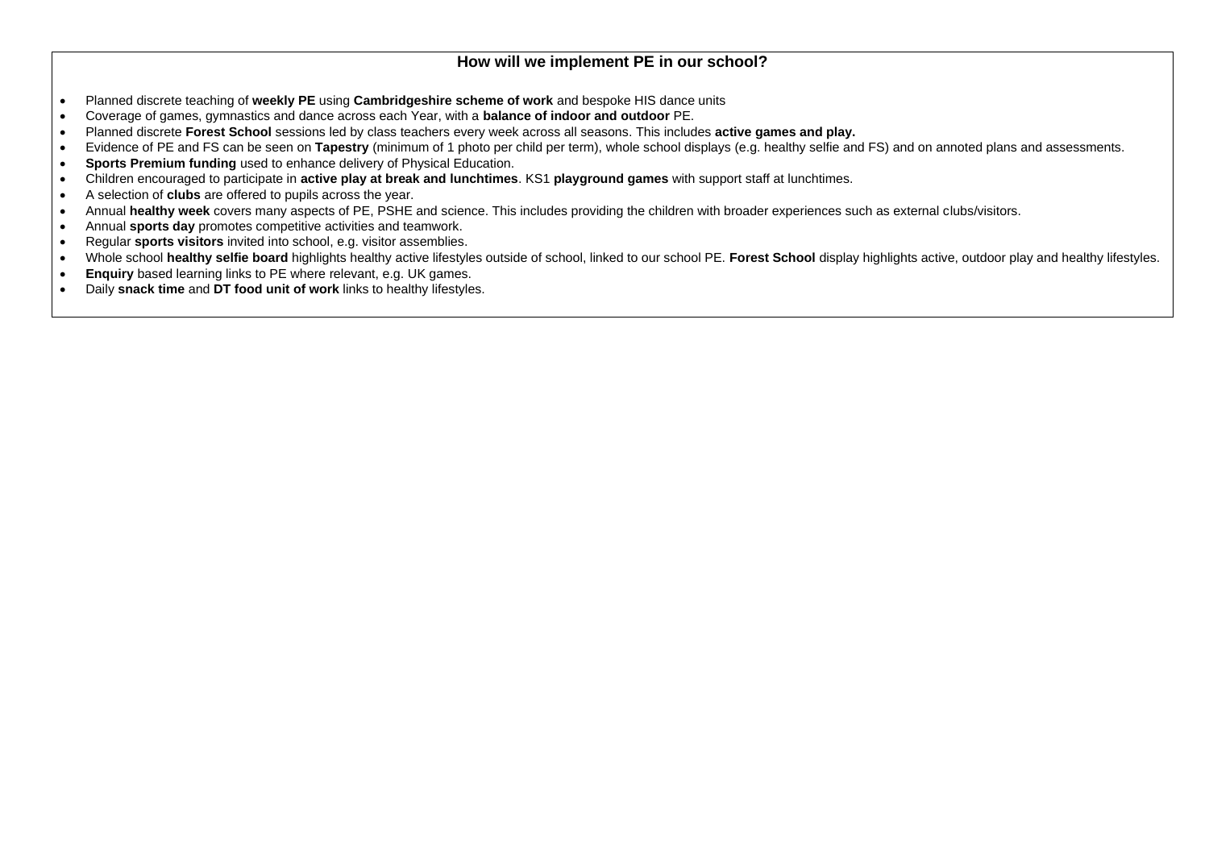## How will we implement PE in our school?

- Planned discrete teaching of **weekly PE** using **Cambridgeshire scheme of work** and bespoke HIS dance units
- Coverage of games, gymnastics and dance across each Year, with a **balance of indoor and outdoor** PE.
- Planned discrete **Forest School** sessions led by class teachers every week across all seasons. This includes **active games and play.**
- Evidence of PE and FS can be seen on **Tapestry** (minimum of 1 photo per child per term), whole school displays (e.g. healthy selfie and FS) and on annoted plans and assessments.
- **Sports Premium funding** used to enhance delivery of Physical Education.
- Children encouraged to participate in **active play at break and lunchtimes**. KS1 **playground games** with support staff at lunchtimes.
- A selection of **clubs** are offered to pupils across the year.
- Annual **healthy week** covers many aspects of PE, PSHE and science. This includes providing the children with broader experiences such as external clubs/visitors.
- Annual **sports day** promotes competitive activities and teamwork.
- Regular **sports visitors** invited into school, e.g. visitor assemblies.
- Whole school **healthy selfie board** highlights healthy active lifestyles outside of school, linked to our school PE. **Forest School** display highlights active, outdoor play and healthy lifestyles.
- **Enquiry** based learning links to PE where relevant, e.g. UK games.
- Daily **snack time** and **DT food unit of work** links to healthy lifestyles.